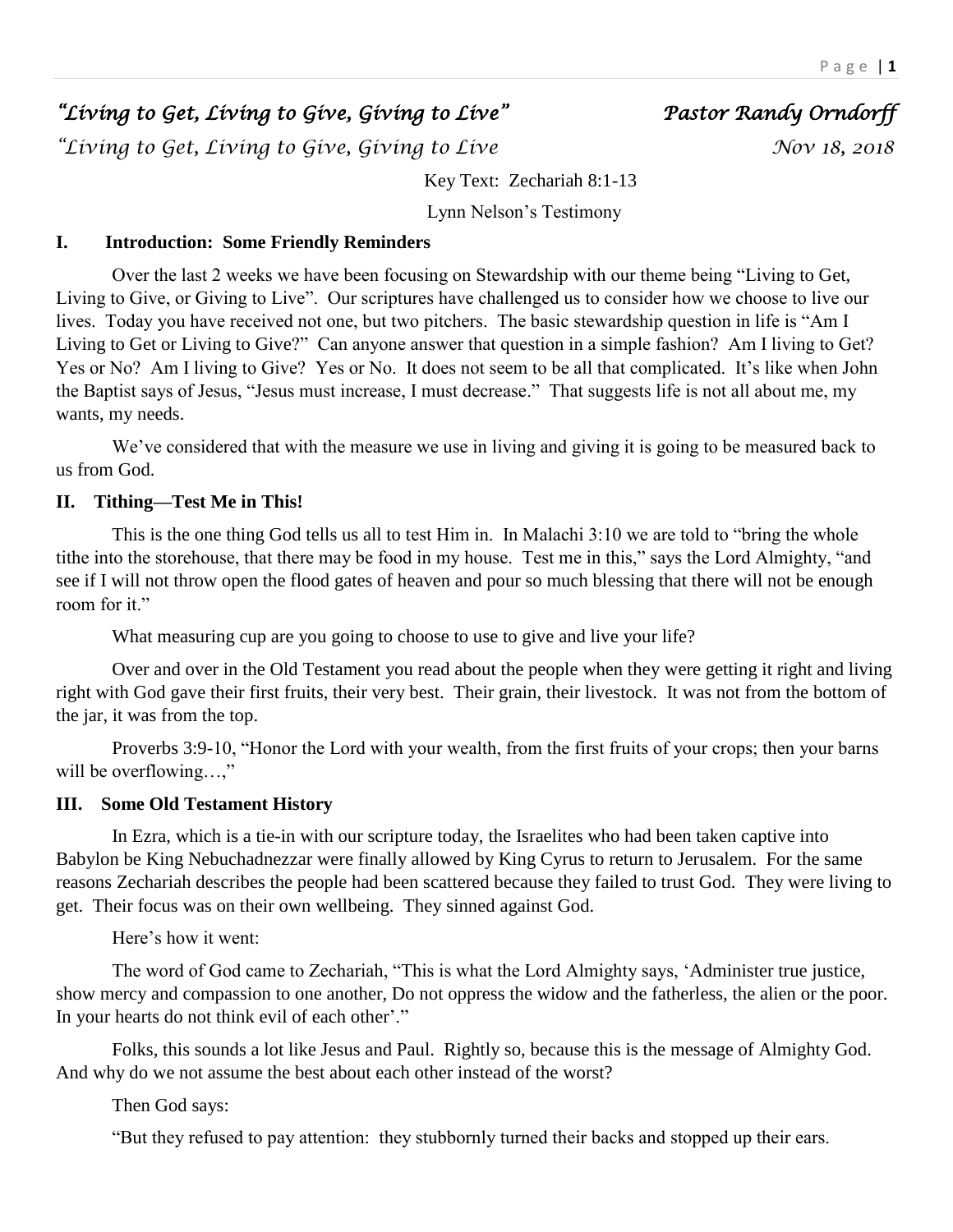*"Living to Get, Living to Give, Giving to Live"* *Pastor Randy Orndorff*

*"Living to Get, Living to Give, Giving to Live* *Nov 18, 2018*

Key Text: Zechariah 8:1-13

Lynn Nelson's Testimony

## I. Introduction: Some Friendly Reminders

Over the last 2 weeks we have been focusing on Stewardship with our theme being "Living to Get, Living to Give, or Giving to Live". Our scriptures have challenged us to consider how we choose to live our lives. Today you have received not one, but two pitchers. The basic stewardship question in life is "Am I Living to Get or Living to Give?" Can anyone answer that question in a simple fashion? Am I living to Get? Yes or No? Am I living to Give? Yes or No. It does not seem to be all that complicated. It's like when John the Baptist says of Jesus, "Jesus must increase, I must decrease." That suggests life is not all about me, my wants, my needs.

We've considered that with the measure we use in living and giving it is going to be measured back to us from God.

## II. Tithing—Test Me in This!

This is the one thing God tells us all to test Him in. In Malachi 3:10 we are told to "bring the whole tithe into the storehouse, that there may be food in my house. Test me in this," says the Lord Almighty, "and see if I will not throw open the flood gates of heaven and pour so much blessing that there will not be enough room for it."

What measuring cup are you going to choose to use to give and live your life?

Over and over in the Old Testament you read about the people when they were getting it right and living right with God gave their first fruits, their very best. Their grain, their livestock. It was not from the bottom of the jar, it was from the top.

Proverbs 3:9-10, "Honor the Lord with your wealth, from the first fruits of your crops; then your barns will be overflowing…,"

## III. Some Old Testament History

In Ezra, which is a tie-in with our scripture today, the Israelites who had been taken captive into Babylon be King Nebuchadnezzar were finally allowed by King Cyrus to return to Jerusalem. For the same reasons Zechariah describes the people had been scattered because they failed to trust God. They were living to get. Their focus was on their own wellbeing. They sinned against God.

Here's how it went:

The word of God came to Zechariah, "This is what the Lord Almighty says, 'Administer true justice, show mercy and compassion to one another, Do not oppress the widow and the fatherless, the alien or the poor. In your hearts do not think evil of each other'."

Folks, this sounds a lot like Jesus and Paul. Rightly so, because this is the message of Almighty God. And why do we not assume the best about each other instead of the worst?

Then God says:

"But they refused to pay attention: they stubbornly turned their backs and stopped up their ears.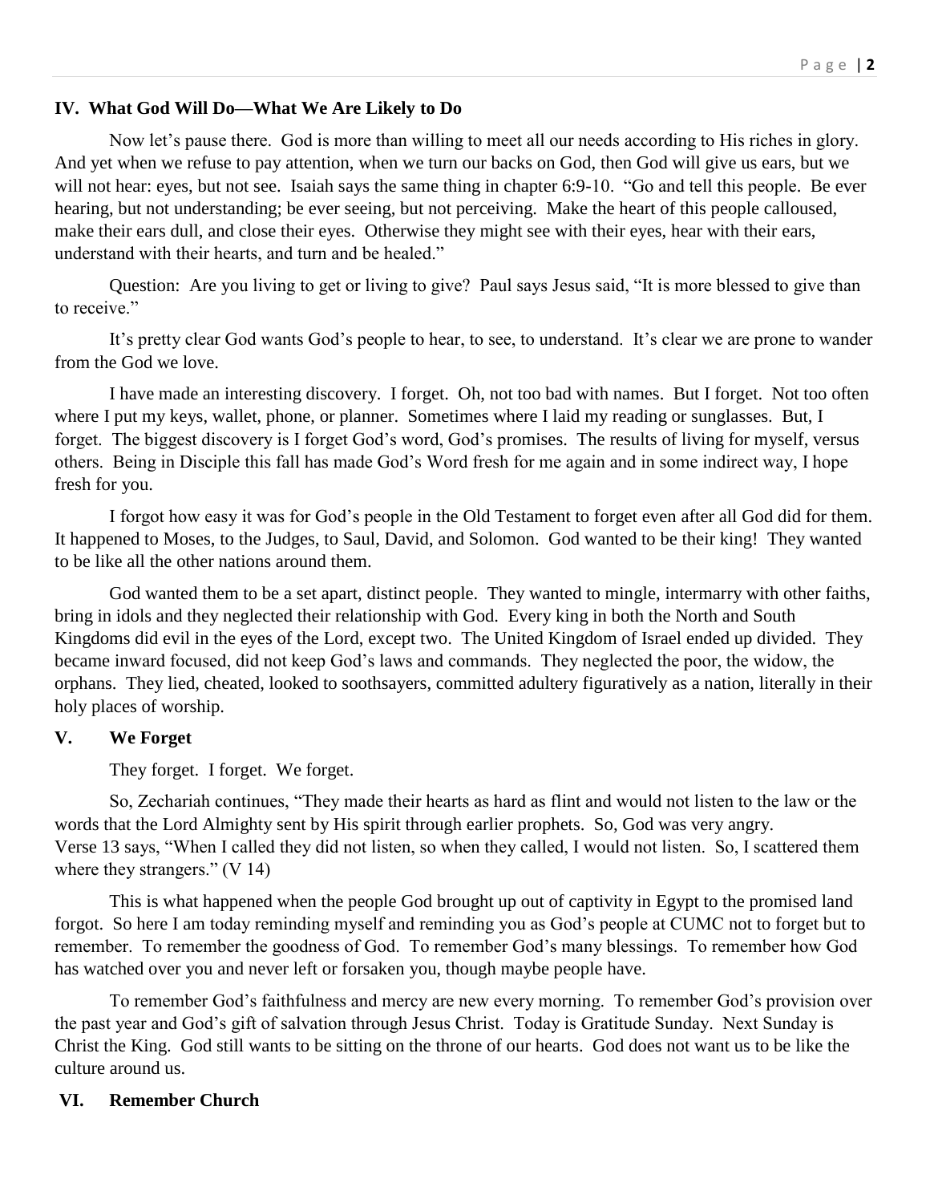## IV. What God Will Do—What We Are Likely to Do

Now let's pause there. God is more than willing to meet all our needs according to His riches in glory. And yet when we refuse to pay attention, when we turn our backs on God, then God will give us ears, but we will not hear: eyes, but not see. Isaiah says the same thing in chapter 6:9-10. "Go and tell this people. Be ever hearing, but not understanding; be ever seeing, but not perceiving. Make the heart of this people calloused, make their ears dull, and close their eyes. Otherwise they might see with their eyes, hear with their ears, understand with their hearts, and turn and be healed."

Question: Are you living to get or living to give? Paul says Jesus said, "It is more blessed to give than to receive."

It's pretty clear God wants God's people to hear, to see, to understand. It's clear we are prone to wander from the God we love.

I have made an interesting discovery. I forget. Oh, not too bad with names. But I forget. Not too often where I put my keys, wallet, phone, or planner. Sometimes where I laid my reading or sunglasses. But, I forget. The biggest discovery is I forget God's word, God's promises. The results of living for myself, versus others. Being in Disciple this fall has made God's Word fresh for me again and in some indirect way, I hope fresh for you.

I forgot how easy it was for God's people in the Old Testament to forget even after all God did for them. It happened to Moses, to the Judges, to Saul, David, and Solomon. God wanted to be their king! They wanted to be like all the other nations around them.

God wanted them to be a set apart, distinct people. They wanted to mingle, intermarry with other faiths, bring in idols and they neglected their relationship with God. Every king in both the North and South Kingdoms did evil in the eyes of the Lord, except two. The United Kingdom of Israel ended up divided. They became inward focused, did not keep God's laws and commands. They neglected the poor, the widow, the orphans. They lied, cheated, looked to soothsayers, committed adultery figuratively as a nation, literally in their holy places of worship.

## V. We Forget

They forget. I forget. We forget.

So, Zechariah continues, "They made their hearts as hard as flint and would not listen to the law or the words that the Lord Almighty sent by His spirit through earlier prophets. So, God was very angry. Verse 13 says, "When I called they did not listen, so when they called, I would not listen. So, I scattered them where they strangers." (V 14)

This is what happened when the people God brought up out of captivity in Egypt to the promised land forgot. So here I am today reminding myself and reminding you as God's people at CUMC not to forget but to remember. To remember the goodness of God. To remember God's many blessings. To remember how God has watched over you and never left or forsaken you, though maybe people have.

To remember God's faithfulness and mercy are new every morning. To remember God's provision over the past year and God's gift of salvation through Jesus Christ. Today is Gratitude Sunday. Next Sunday is Christ the King. God still wants to be sitting on the throne of our hearts. God does not want us to be like the culture around us.

## VI. Remember Church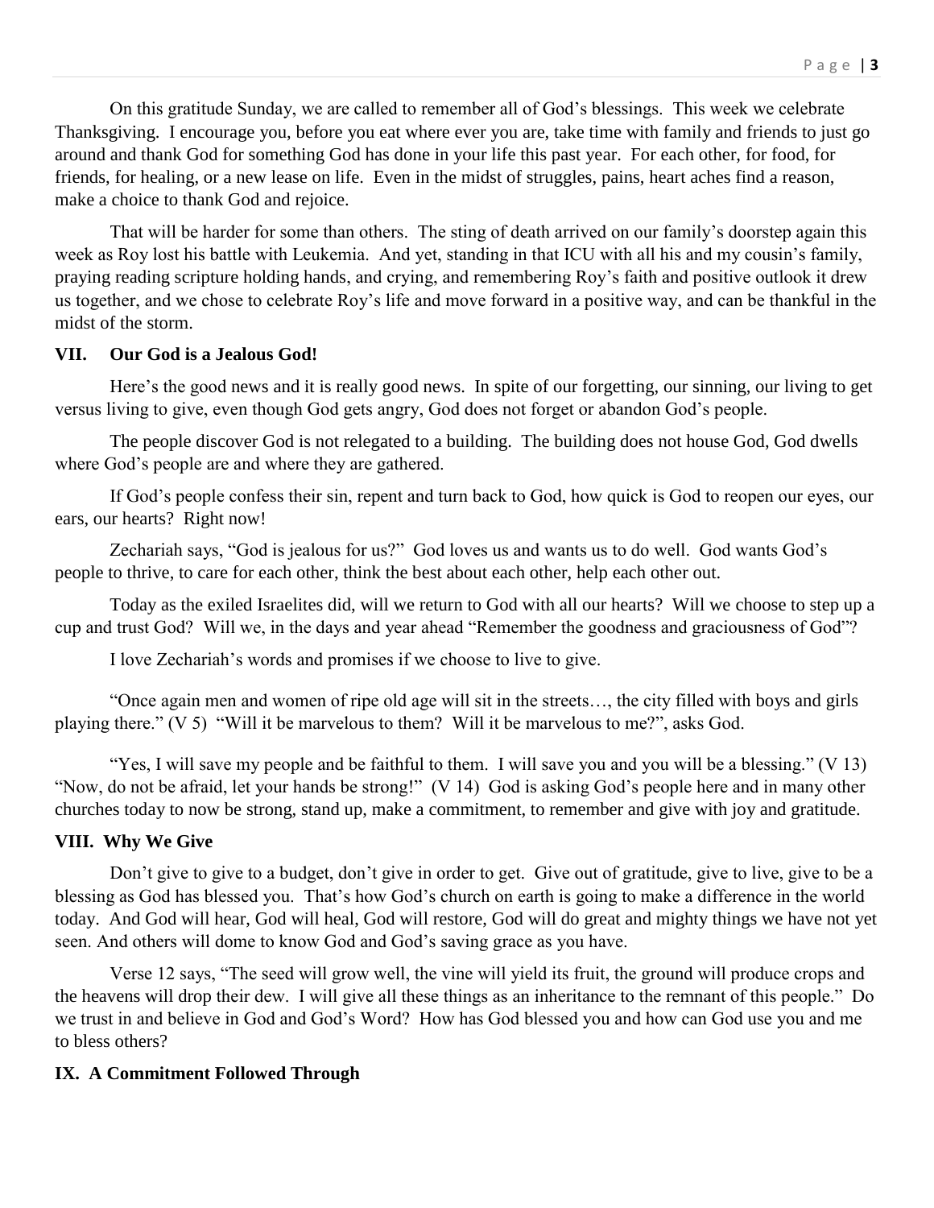On this gratitude Sunday, we are called to remember all of God's blessings. This week we celebrate Thanksgiving. I encourage you, before you eat where ever you are, take time with family and friends to just go around and thank God for something God has done in your life this past year. For each other, for food, for friends, for healing, or a new lease on life. Even in the midst of struggles, pains, heart aches find a reason, make a choice to thank God and rejoice.

That will be harder for some than others. The sting of death arrived on our family's doorstep again this week as Roy lost his battle with Leukemia. And yet, standing in that ICU with all his and my cousin's family, praying reading scripture holding hands, and crying, and remembering Roy's faith and positive outlook it drew us together, and we chose to celebrate Roy's life and move forward in a positive way, and can be thankful in the midst of the storm.

## VII. Our God is a Jealous God!

Here's the good news and it is really good news. In spite of our forgetting, our sinning, our living to get versus living to give, even though God gets angry, God does not forget or abandon God's people.

The people discover God is not relegated to a building. The building does not house God, God dwells where God's people are and where they are gathered.

If God's people confess their sin, repent and turn back to God, how quick is God to reopen our eyes, our ears, our hearts? Right now!

Zechariah says, "God is jealous for us?" God loves us and wants us to do well. God wants God's people to thrive, to care for each other, think the best about each other, help each other out.

Today as the exiled Israelites did, will we return to God with all our hearts? Will we choose to step up a cup and trust God? Will we, in the days and year ahead "Remember the goodness and graciousness of God"?

I love Zechariah's words and promises if we choose to live to give.

"Once again men and women of ripe old age will sit in the streets…, the city filled with boys and girls playing there." (V 5) "Will it be marvelous to them? Will it be marvelous to me?", asks God.

"Yes, I will save my people and be faithful to them. I will save you and you will be a blessing." (V 13) "Now, do not be afraid, let your hands be strong!" (V 14) God is asking God's people here and in many other churches today to now be strong, stand up, make a commitment, to remember and give with joy and gratitude.

## VIII. Why We Give

Don't give to give to a budget, don't give in order to get. Give out of gratitude, give to live, give to be a blessing as God has blessed you. That's how God's church on earth is going to make a difference in the world today. And God will hear, God will heal, God will restore, God will do great and mighty things we have not yet seen. And others will dome to know God and God's saving grace as you have.

Verse 12 says, "The seed will grow well, the vine will yield its fruit, the ground will produce crops and the heavens will drop their dew. I will give all these things as an inheritance to the remnant of this people." Do we trust in and believe in God and God's Word? How has God blessed you and how can God use you and me to bless others?

## IX. A Commitment Followed Through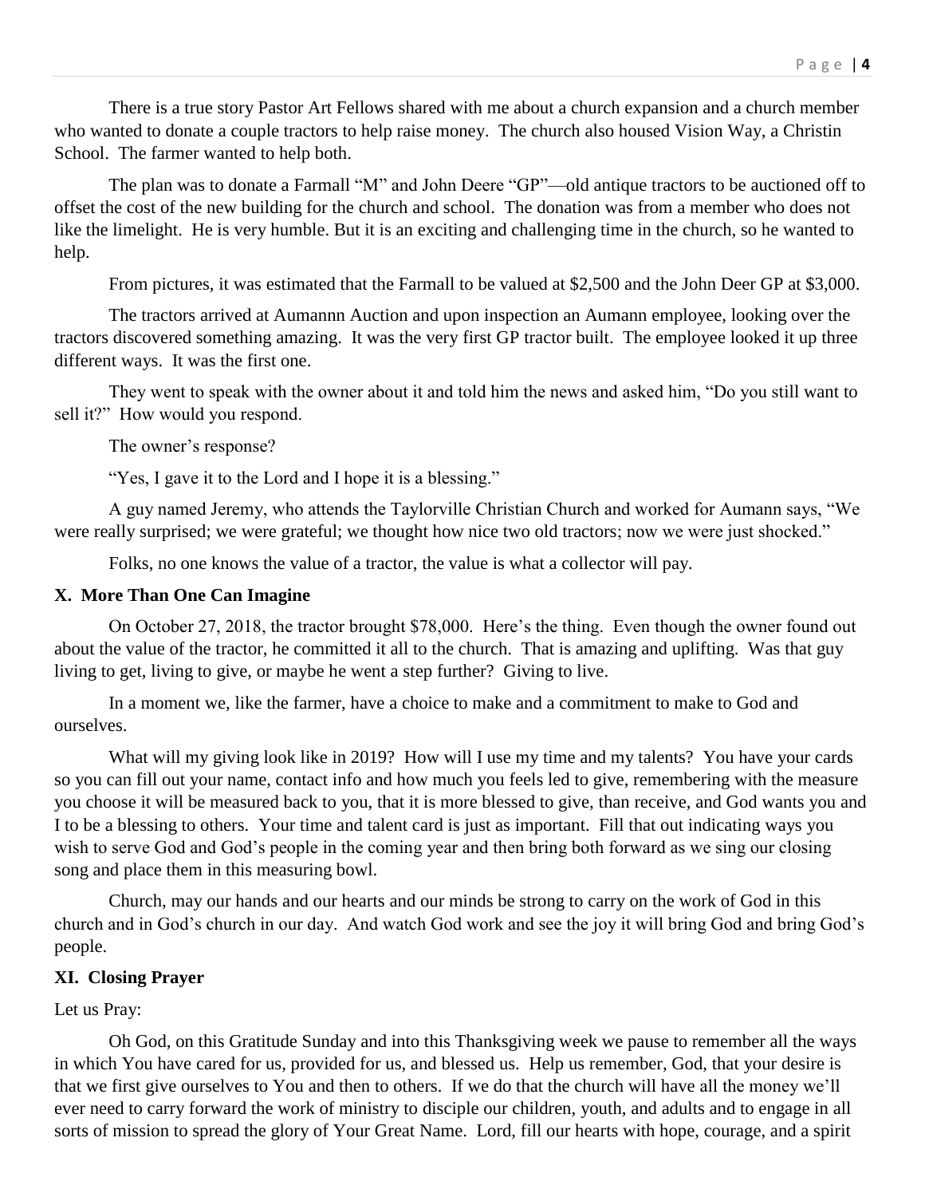There is a true story Pastor Art Fellows shared with me about a church expansion and a church member who wanted to donate a couple tractors to help raise money. The church also housed Vision Way, a Christin School. The farmer wanted to help both.

The plan was to donate a Farmall "M" and John Deere "GP"—old antique tractors to be auctioned off to offset the cost of the new building for the church and school. The donation was from a member who does not like the limelight. He is very humble. But it is an exciting and challenging time in the church, so he wanted to help.

From pictures, it was estimated that the Farmall to be valued at $2,500 and the John Deer GP at $3,000.

The tractors arrived at Aumannn Auction and upon inspection an Aumann employee, looking over the tractors discovered something amazing. It was the very first GP tractor built. The employee looked it up three different ways. It was the first one.

They went to speak with the owner about it and told him the news and asked him, "Do you still want to sell it?" How would you respond.

The owner's response?

"Yes, I gave it to the Lord and I hope it is a blessing."

A guy named Jeremy, who attends the Taylorville Christian Church and worked for Aumann says, "We were really surprised; we were grateful; we thought how nice two old tractors; now we were just shocked."

Folks, no one knows the value of a tractor, the value is what a collector will pay.

**X. More Than One Can Imagine**

On October 27, 2018, the tractor brought $78,000. Here's the thing. Even though the owner found out about the value of the tractor, he committed it all to the church. That is amazing and uplifting. Was that guy living to get, living to give, or maybe he went a step further? Giving to live.

In a moment we, like the farmer, have a choice to make and a commitment to make to God and ourselves.

What will my giving look like in 2019? How will I use my time and my talents? You have your cards so you can fill out your name, contact info and how much you feels led to give, remembering with the measure you choose it will be measured back to you, that it is more blessed to give, than receive, and God wants you and I to be a blessing to others. Your time and talent card is just as important. Fill that out indicating ways you wish to serve God and God's people in the coming year and then bring both forward as we sing our closing song and place them in this measuring bowl.

Church, may our hands and our hearts and our minds be strong to carry on the work of God in this church and in God's church in our day. And watch God work and see the joy it will bring God and bring God's people.

**XI. Closing Prayer**

Let us Pray:

Oh God, on this Gratitude Sunday and into this Thanksgiving week we pause to remember all the ways in which You have cared for us, provided for us, and blessed us. Help us remember, God, that your desire is that we first give ourselves to You and then to others. If we do that the church will have all the money we'll ever need to carry forward the work of ministry to disciple our children, youth, and adults and to engage in all sorts of mission to spread the glory of Your Great Name. Lord, fill our hearts with hope, courage, and a spirit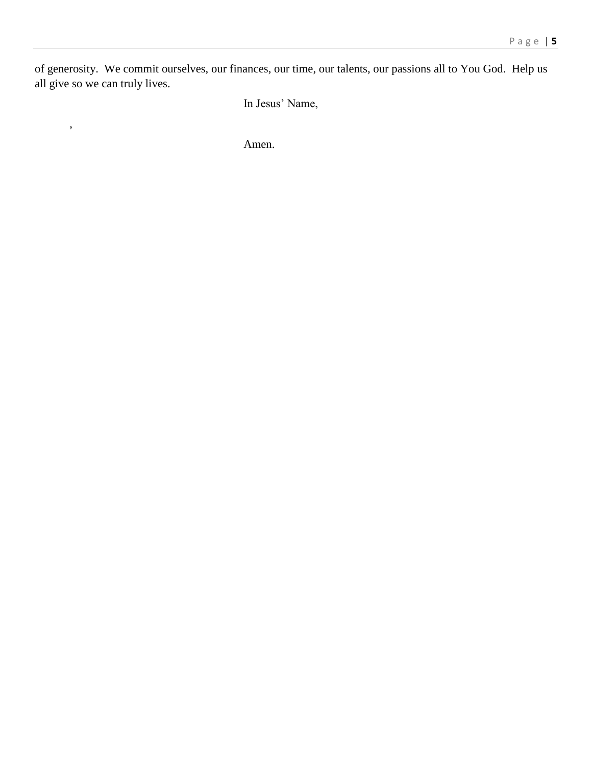of generosity.  We commit ourselves, our finances, our time, our talents, our passions all to You God.  Help us all give so we can truly lives.

In Jesus' Name,

,

Amen.